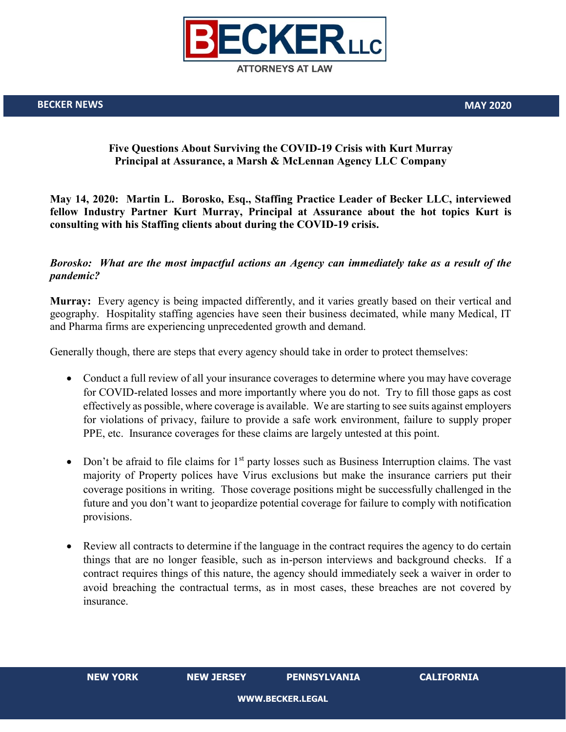# BECKER LLC
ATTORNEYS AT LAW

**BECKER NEWS** **MAY 2020**

## Five Questions About Surviving the COVID-19 Crisis with Kurt Murray Principal at Assurance, a Marsh & McLennan Agency LLC Company

**May 14, 2020: Martin L. Borosko, Esq., Staffing Practice Leader of Becker LLC, interviewed fellow Industry Partner Kurt Murray, Principal at Assurance about the hot topics Kurt is consulting with his Staffing clients about during the COVID-19 crisis.**

***Borosko: What are the most impactful actions an Agency can immediately take as a result of the pandemic?***

**Murray:** Every agency is being impacted differently, and it varies greatly based on their vertical and geography. Hospitality staffing agencies have seen their business decimated, while many Medical, IT and Pharma firms are experiencing unprecedented growth and demand.

Generally though, there are steps that every agency should take in order to protect themselves:

- Conduct a full review of all your insurance coverages to determine where you may have coverage for COVID-related losses and more importantly where you do not. Try to fill those gaps as cost effectively as possible, where coverage is available. We are starting to see suits against employers for violations of privacy, failure to provide a safe work environment, failure to supply proper PPE, etc. Insurance coverages for these claims are largely untested at this point.

- Don't be afraid to file claims for 1st party losses such as Business Interruption claims. The vast majority of Property polices have Virus exclusions but make the insurance carriers put their coverage positions in writing. Those coverage positions might be successfully challenged in the future and you don't want to jeopardize potential coverage for failure to comply with notification provisions.

- Review all contracts to determine if the language in the contract requires the agency to do certain things that are no longer feasible, such as in-person interviews and background checks. If a contract requires things of this nature, the agency should immediately seek a waiver in order to avoid breaching the contractual terms, as in most cases, these breaches are not covered by insurance.

**NEW YORK** **NEW JERSEY** **PENNSYLVANIA** **CALIFORNIA**

**WWW.BECKER.LEGAL**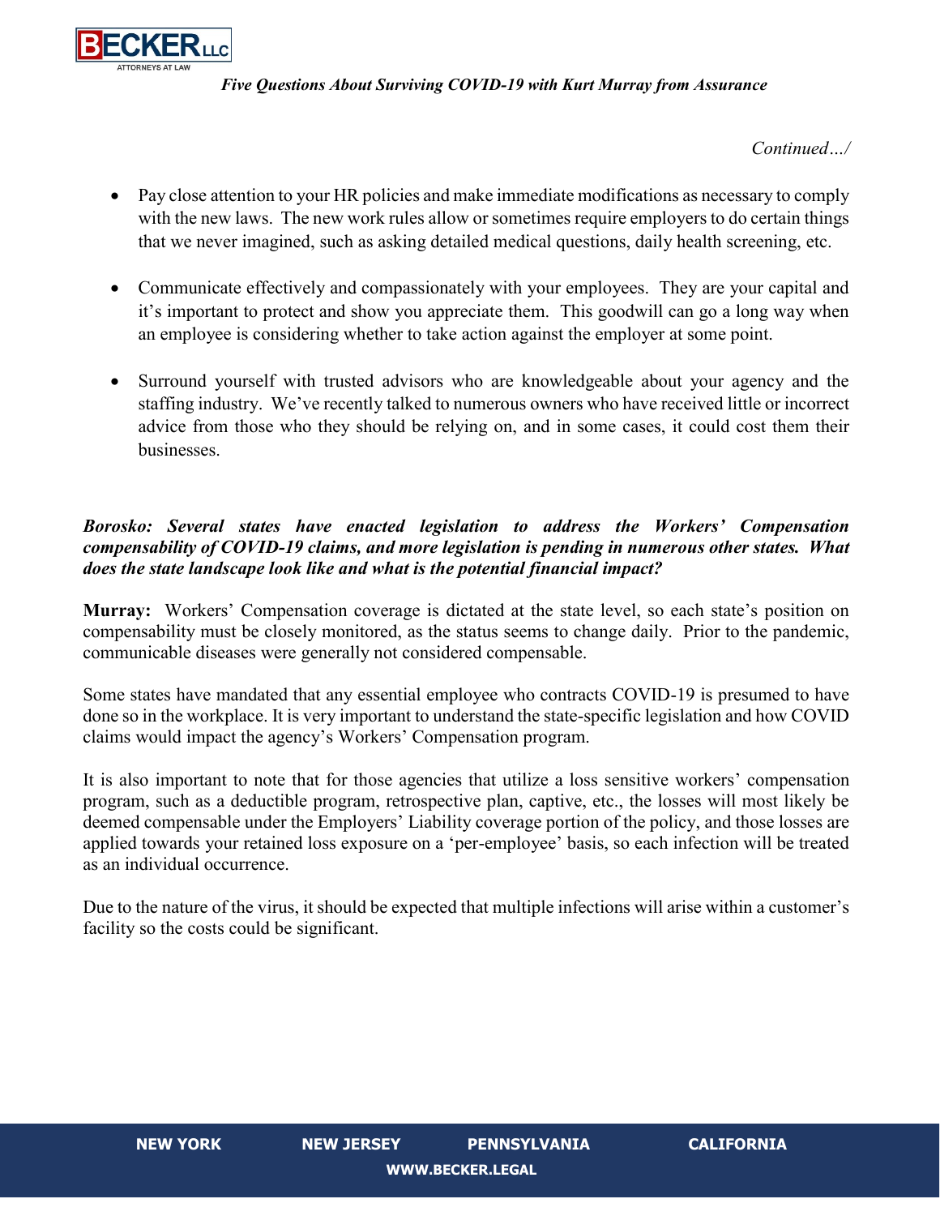*Continued…/*

- Pay close attention to your HR policies and make immediate modifications as necessary to comply with the new laws. The new work rules allow or sometimes require employers to do certain things that we never imagined, such as asking detailed medical questions, daily health screening, etc.
- Communicate effectively and compassionately with your employees. They are your capital and it's important to protect and show you appreciate them. This goodwill can go a long way when an employee is considering whether to take action against the employer at some point.
- Surround yourself with trusted advisors who are knowledgeable about your agency and the staffing industry. We've recently talked to numerous owners who have received little or incorrect advice from those who they should be relying on, and in some cases, it could cost them their businesses.

***Borosko: Several states have enacted legislation to address the Workers' Compensation compensability of COVID-19 claims, and more legislation is pending in numerous other states. What does the state landscape look like and what is the potential financial impact?***

**Murray:** Workers' Compensation coverage is dictated at the state level, so each state's position on compensability must be closely monitored, as the status seems to change daily. Prior to the pandemic, communicable diseases were generally not considered compensable.

Some states have mandated that any essential employee who contracts COVID-19 is presumed to have done so in the workplace. It is very important to understand the state-specific legislation and how COVID claims would impact the agency's Workers' Compensation program.

It is also important to note that for those agencies that utilize a loss sensitive workers' compensation program, such as a deductible program, retrospective plan, captive, etc., the losses will most likely be deemed compensable under the Employers' Liability coverage portion of the policy, and those losses are applied towards your retained loss exposure on a 'per-employee' basis, so each infection will be treated as an individual occurrence.

Due to the nature of the virus, it should be expected that multiple infections will arise within a customer's facility so the costs could be significant.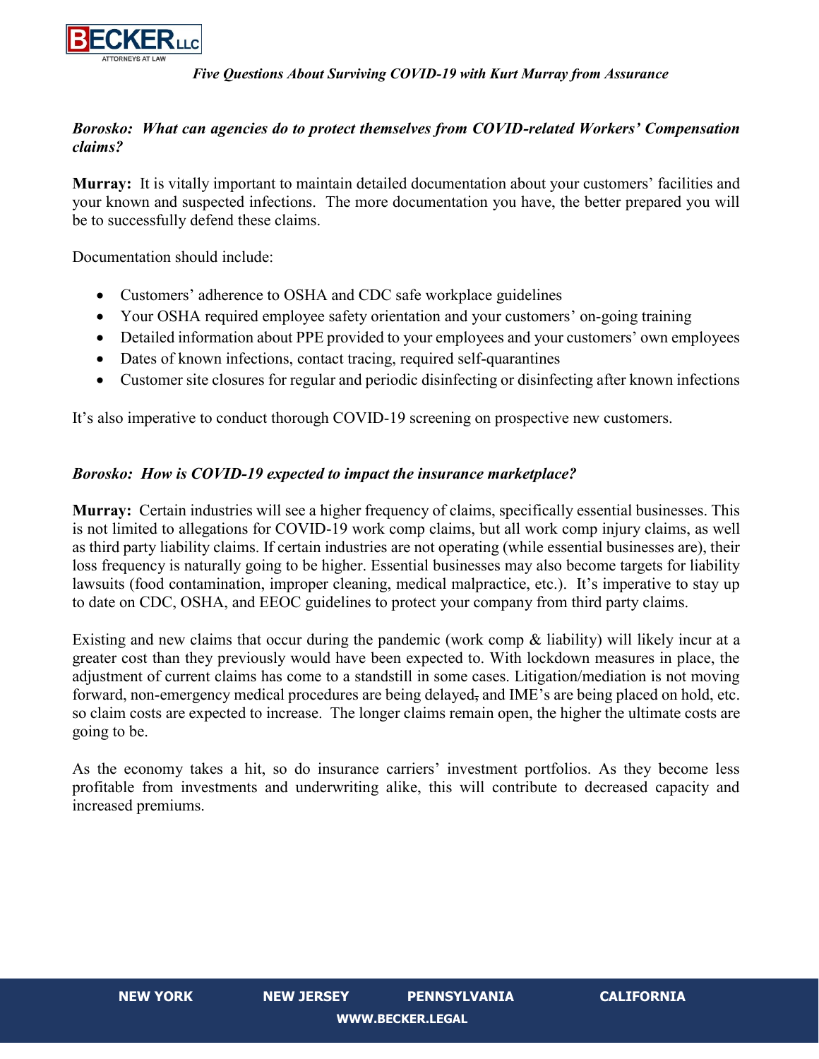***Borosko: What can agencies do to protect themselves from COVID-related Workers' Compensation claims?***

**Murray:** It is vitally important to maintain detailed documentation about your customers' facilities and your known and suspected infections. The more documentation you have, the better prepared you will be to successfully defend these claims.

Documentation should include:

- Customers' adherence to OSHA and CDC safe workplace guidelines
- Your OSHA required employee safety orientation and your customers' on-going training
- Detailed information about PPE provided to your employees and your customers' own employees
- Dates of known infections, contact tracing, required self-quarantines
- Customer site closures for regular and periodic disinfecting or disinfecting after known infections

It's also imperative to conduct thorough COVID-19 screening on prospective new customers.

***Borosko: How is COVID-19 expected to impact the insurance marketplace?***

**Murray:** Certain industries will see a higher frequency of claims, specifically essential businesses. This is not limited to allegations for COVID-19 work comp claims, but all work comp injury claims, as well as third party liability claims. If certain industries are not operating (while essential businesses are), their loss frequency is naturally going to be higher. Essential businesses may also become targets for liability lawsuits (food contamination, improper cleaning, medical malpractice, etc.). It's imperative to stay up to date on CDC, OSHA, and EEOC guidelines to protect your company from third party claims.

Existing and new claims that occur during the pandemic (work comp & liability) will likely incur at a greater cost than they previously would have been expected to. With lockdown measures in place, the adjustment of current claims has come to a standstill in some cases. Litigation/mediation is not moving forward, non-emergency medical procedures are being delayed, and IME's are being placed on hold, etc. so claim costs are expected to increase. The longer claims remain open, the higher the ultimate costs are going to be.

As the economy takes a hit, so do insurance carriers' investment portfolios. As they become less profitable from investments and underwriting alike, this will contribute to decreased capacity and increased premiums.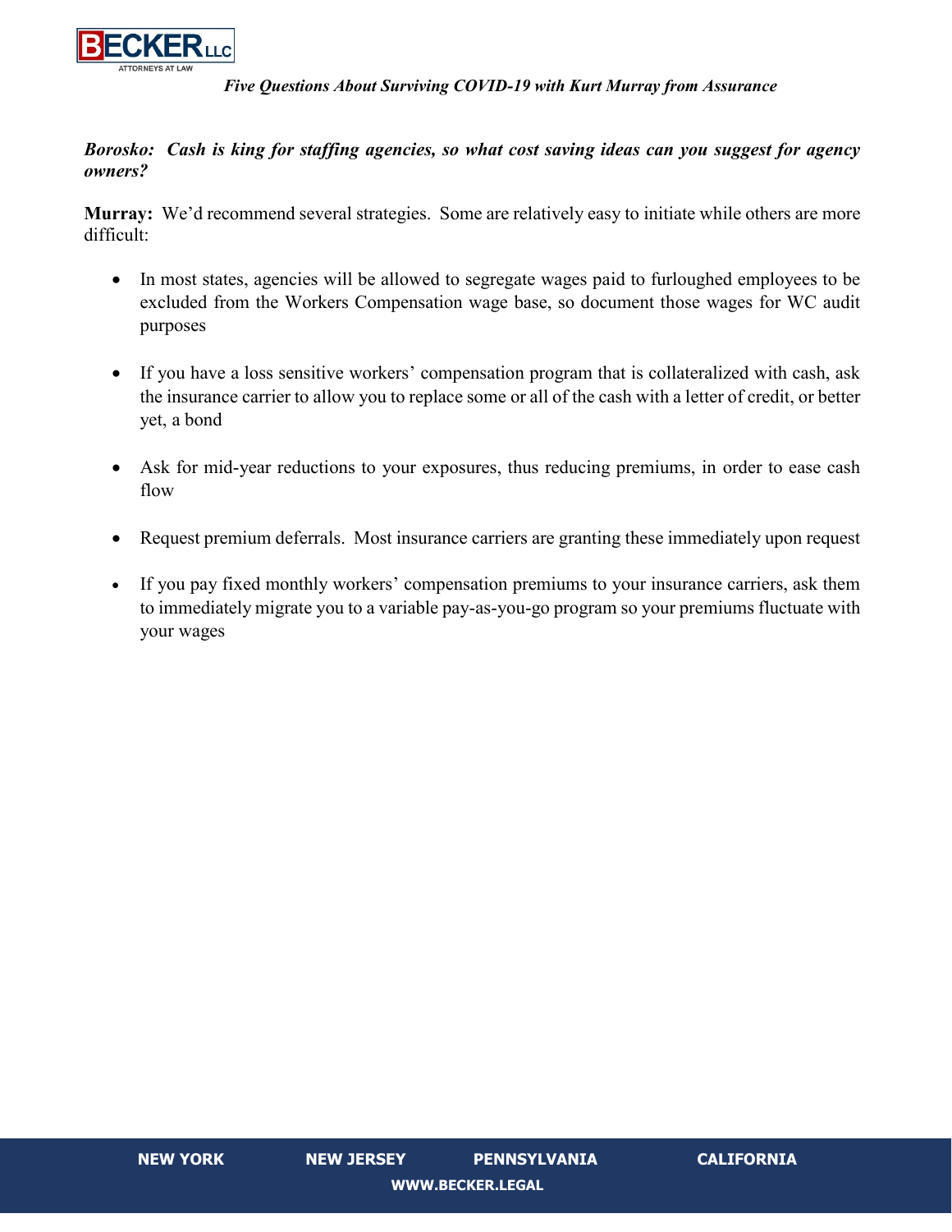***Borosko: Cash is king for staffing agencies, so what cost saving ideas can you suggest for agency owners?***

**Murray:** We'd recommend several strategies. Some are relatively easy to initiate while others are more difficult:

- In most states, agencies will be allowed to segregate wages paid to furloughed employees to be excluded from the Workers Compensation wage base, so document those wages for WC audit purposes

- If you have a loss sensitive workers' compensation program that is collateralized with cash, ask the insurance carrier to allow you to replace some or all of the cash with a letter of credit, or better yet, a bond

- Ask for mid-year reductions to your exposures, thus reducing premiums, in order to ease cash flow

- Request premium deferrals. Most insurance carriers are granting these immediately upon request

- If you pay fixed monthly workers' compensation premiums to your insurance carriers, ask them to immediately migrate you to a variable pay-as-you-go program so your premiums fluctuate with your wages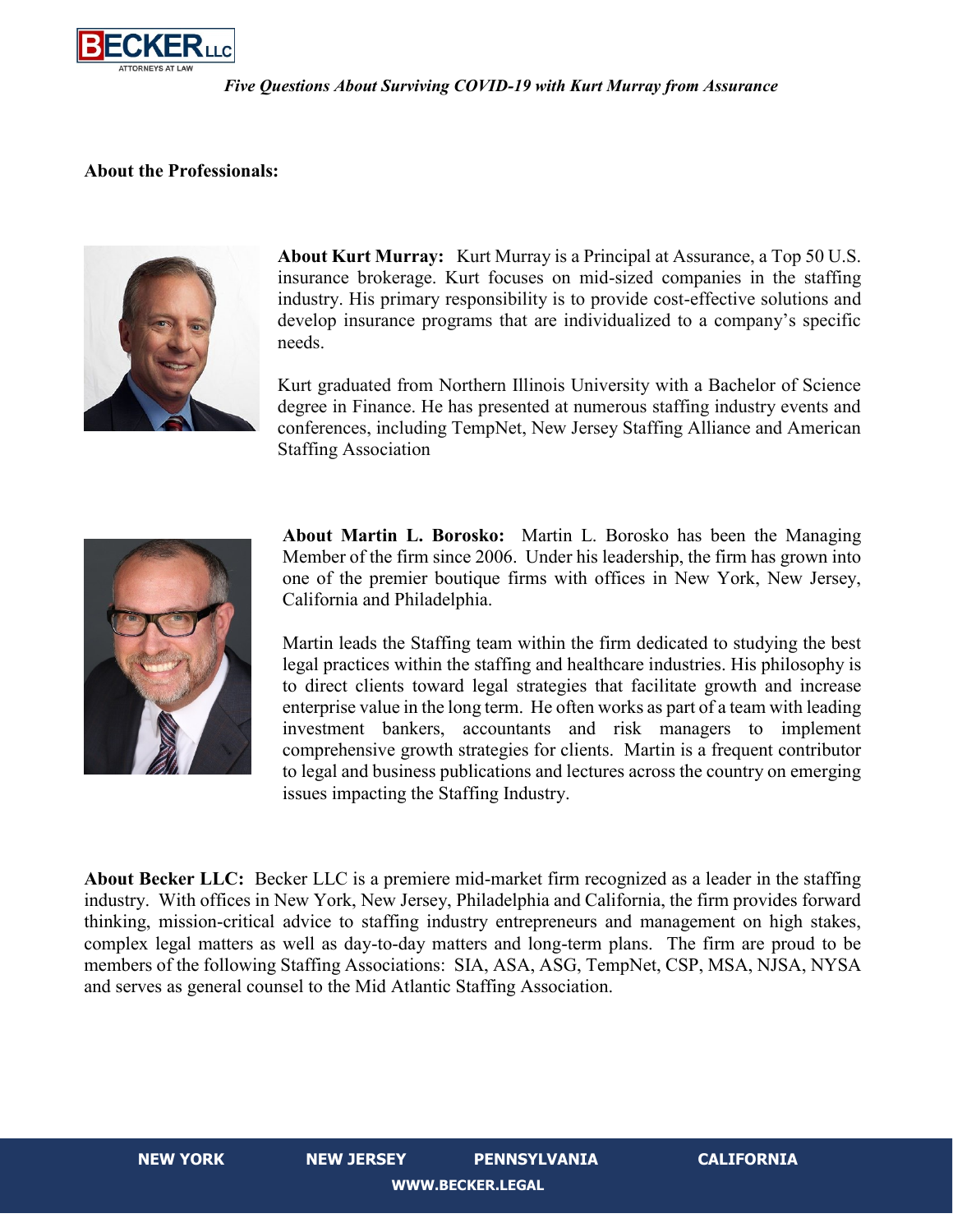**About the Professionals:**

**About Kurt Murray:** Kurt Murray is a Principal at Assurance, a Top 50 U.S. insurance brokerage. Kurt focuses on mid-sized companies in the staffing industry. His primary responsibility is to provide cost-effective solutions and develop insurance programs that are individualized to a company's specific needs.

Kurt graduated from Northern Illinois University with a Bachelor of Science degree in Finance. He has presented at numerous staffing industry events and conferences, including TempNet, New Jersey Staffing Alliance and American Staffing Association

**About Martin L. Borosko:** Martin L. Borosko has been the Managing Member of the firm since 2006. Under his leadership, the firm has grown into one of the premier boutique firms with offices in New York, New Jersey, California and Philadelphia.

Martin leads the Staffing team within the firm dedicated to studying the best legal practices within the staffing and healthcare industries. His philosophy is to direct clients toward legal strategies that facilitate growth and increase enterprise value in the long term. He often works as part of a team with leading investment bankers, accountants and risk managers to implement comprehensive growth strategies for clients. Martin is a frequent contributor to legal and business publications and lectures across the country on emerging issues impacting the Staffing Industry.

**About Becker LLC:** Becker LLC is a premiere mid-market firm recognized as a leader in the staffing industry. With offices in New York, New Jersey, Philadelphia and California, the firm provides forward thinking, mission-critical advice to staffing industry entrepreneurs and management on high stakes, complex legal matters as well as day-to-day matters and long-term plans. The firm are proud to be members of the following Staffing Associations: SIA, ASA, ASG, TempNet, CSP, MSA, NJSA, NYSA and serves as general counsel to the Mid Atlantic Staffing Association.